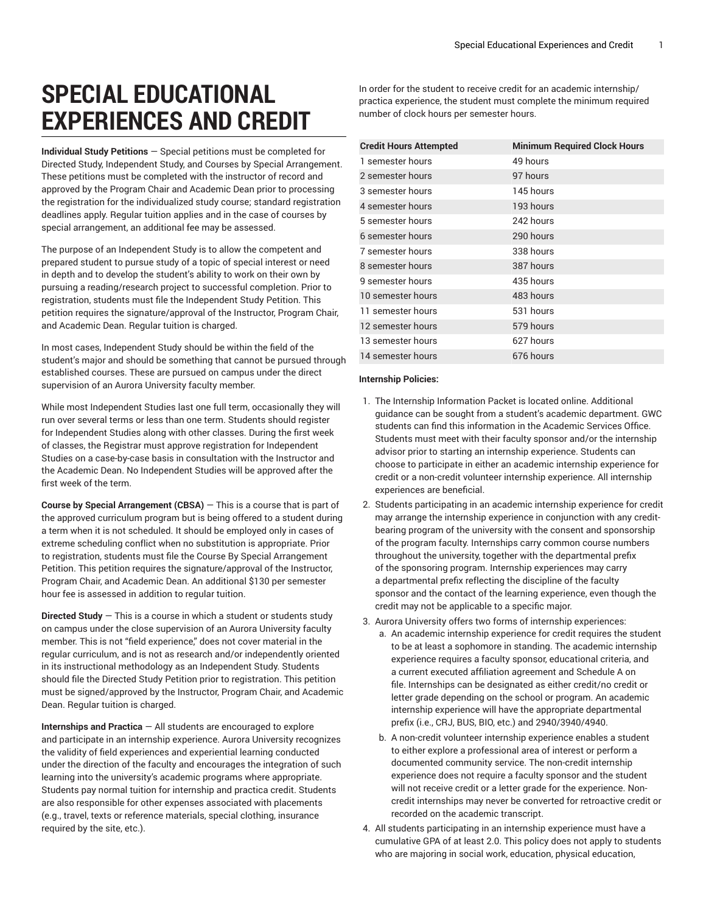# SPECIAL EDUCATIONAL EXPERIENCES AND CREDIT

**Individual Study Petitions** — Special petitions must be completed for Directed Study, Independent Study, and Courses by Special Arrangement. These petitions must be completed with the instructor of record and approved by the Program Chair and Academic Dean prior to processing the registration for the individualized study course; standard registration deadlines apply. Regular tuition applies and in the case of courses by special arrangement, an additional fee may be assessed.

The purpose of an Independent Study is to allow the competent and prepared student to pursue study of a topic of special interest or need in depth and to develop the student's ability to work on their own by pursuing a reading/research project to successful completion. Prior to registration, students must file the Independent Study Petition. This petition requires the signature/approval of the Instructor, Program Chair, and Academic Dean. Regular tuition is charged.

In most cases, Independent Study should be within the field of the student's major and should be something that cannot be pursued through established courses. These are pursued on campus under the direct supervision of an Aurora University faculty member.

While most Independent Studies last one full term, occasionally they will run over several terms or less than one term. Students should register for Independent Studies along with other classes. During the first week of classes, the Registrar must approve registration for Independent Studies on a case-by-case basis in consultation with the Instructor and the Academic Dean. No Independent Studies will be approved after the first week of the term.

**Course by Special Arrangement (CBSA)** — This is a course that is part of the approved curriculum program but is being offered to a student during a term when it is not scheduled. It should be employed only in cases of extreme scheduling conflict when no substitution is appropriate. Prior to registration, students must file the Course By Special Arrangement Petition. This petition requires the signature/approval of the Instructor, Program Chair, and Academic Dean. An additional $130 per semester hour fee is assessed in addition to regular tuition.

**Directed Study** — This is a course in which a student or students study on campus under the close supervision of an Aurora University faculty member. This is not "field experience," does not cover material in the regular curriculum, and is not as research and/or independently oriented in its instructional methodology as an Independent Study. Students should file the Directed Study Petition prior to registration. This petition must be signed/approved by the Instructor, Program Chair, and Academic Dean. Regular tuition is charged.

**Internships and Practica** — All students are encouraged to explore and participate in an internship experience. Aurora University recognizes the validity of field experiences and experiential learning conducted under the direction of the faculty and encourages the integration of such learning into the university's academic programs where appropriate. Students pay normal tuition for internship and practica credit. Students are also responsible for other expenses associated with placements (e.g., travel, texts or reference materials, special clothing, insurance required by the site, etc.).

In order for the student to receive credit for an academic internship/practica experience, the student must complete the minimum required number of clock hours per semester hours.

| Credit Hours Attempted | Minimum Required Clock Hours |
|---|---|
| 1 semester hours | 49 hours |
| 2 semester hours | 97 hours |
| 3 semester hours | 145 hours |
| 4 semester hours | 193 hours |
| 5 semester hours | 242 hours |
| 6 semester hours | 290 hours |
| 7 semester hours | 338 hours |
| 8 semester hours | 387 hours |
| 9 semester hours | 435 hours |
| 10 semester hours | 483 hours |
| 11 semester hours | 531 hours |
| 12 semester hours | 579 hours |
| 13 semester hours | 627 hours |
| 14 semester hours | 676 hours |

**Internship Policies:**

1. The Internship Information Packet is located online. Additional guidance can be sought from a student's academic department. GWC students can find this information in the Academic Services Office. Students must meet with their faculty sponsor and/or the internship advisor prior to starting an internship experience. Students can choose to participate in either an academic internship experience for credit or a non-credit volunteer internship experience. All internship experiences are beneficial.
2. Students participating in an academic internship experience for credit may arrange the internship experience in conjunction with any credit-bearing program of the university with the consent and sponsorship of the program faculty. Internships carry common course numbers throughout the university, together with the departmental prefix of the sponsoring program. Internship experiences may carry a departmental prefix reflecting the discipline of the faculty sponsor and the contact of the learning experience, even though the credit may not be applicable to a specific major.
3. Aurora University offers two forms of internship experiences:
   a. An academic internship experience for credit requires the student to be at least a sophomore in standing. The academic internship experience requires a faculty sponsor, educational criteria, and a current executed affiliation agreement and Schedule A on file. Internships can be designated as either credit/no credit or letter grade depending on the school or program. An academic internship experience will have the appropriate departmental prefix (i.e., CRJ, BUS, BIO, etc.) and 2940/3940/4940.
   b. A non-credit volunteer internship experience enables a student to either explore a professional area of interest or perform a documented community service. The non-credit internship experience does not require a faculty sponsor and the student will not receive credit or a letter grade for the experience. Non-credit internships may never be converted for retroactive credit or recorded on the academic transcript.
4. All students participating in an internship experience must have a cumulative GPA of at least 2.0. This policy does not apply to students who are majoring in social work, education, physical education,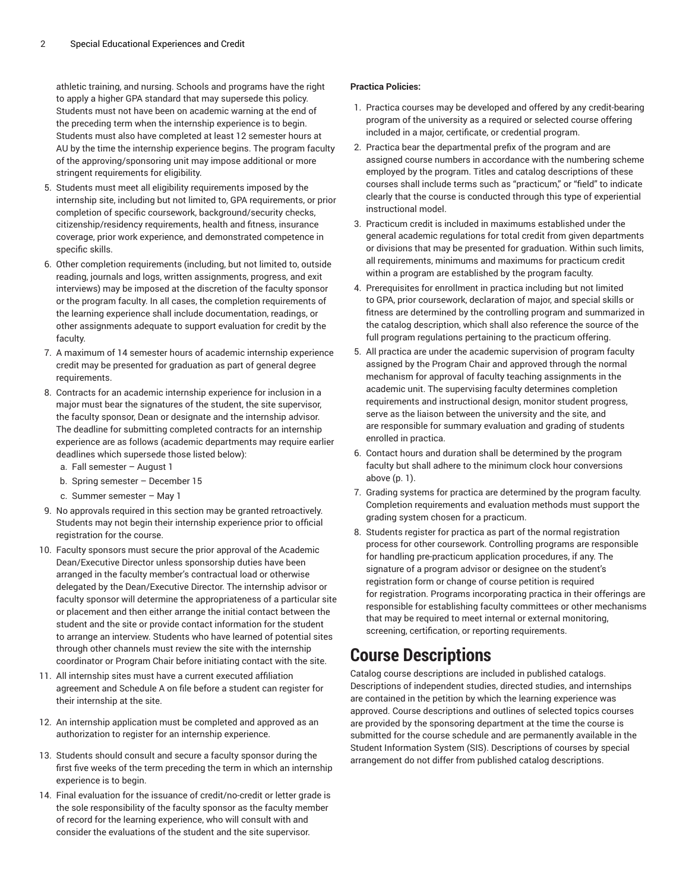athletic training, and nursing. Schools and programs have the right to apply a higher GPA standard that may supersede this policy. Students must not have been on academic warning at the end of the preceding term when the internship experience is to begin. Students must also have completed at least 12 semester hours at AU by the time the internship experience begins. The program faculty of the approving/sponsoring unit may impose additional or more stringent requirements for eligibility.

5. Students must meet all eligibility requirements imposed by the internship site, including but not limited to, GPA requirements, or prior completion of specific coursework, background/security checks, citizenship/residency requirements, health and fitness, insurance coverage, prior work experience, and demonstrated competence in specific skills.
6. Other completion requirements (including, but not limited to, outside reading, journals and logs, written assignments, progress, and exit interviews) may be imposed at the discretion of the faculty sponsor or the program faculty. In all cases, the completion requirements of the learning experience shall include documentation, readings, or other assignments adequate to support evaluation for credit by the faculty.
7. A maximum of 14 semester hours of academic internship experience credit may be presented for graduation as part of general degree requirements.
8. Contracts for an academic internship experience for inclusion in a major must bear the signatures of the student, the site supervisor, the faculty sponsor, Dean or designate and the internship advisor. The deadline for submitting completed contracts for an internship experience are as follows (academic departments may require earlier deadlines which supersede those listed below):
   a. Fall semester – August 1
   b. Spring semester – December 15
   c. Summer semester – May 1
9. No approvals required in this section may be granted retroactively. Students may not begin their internship experience prior to official registration for the course.
10. Faculty sponsors must secure the prior approval of the Academic Dean/Executive Director unless sponsorship duties have been arranged in the faculty member's contractual load or otherwise delegated by the Dean/Executive Director. The internship advisor or faculty sponsor will determine the appropriateness of a particular site or placement and then either arrange the initial contact between the student and the site or provide contact information for the student to arrange an interview. Students who have learned of potential sites through other channels must review the site with the internship coordinator or Program Chair before initiating contact with the site.
11. All internship sites must have a current executed affiliation agreement and Schedule A on file before a student can register for their internship at the site.
12. An internship application must be completed and approved as an authorization to register for an internship experience.
13. Students should consult and secure a faculty sponsor during the first five weeks of the term preceding the term in which an internship experience is to begin.
14. Final evaluation for the issuance of credit/no-credit or letter grade is the sole responsibility of the faculty sponsor as the faculty member of record for the learning experience, who will consult with and consider the evaluations of the student and the site supervisor.

**Practica Policies:**

1. Practica courses may be developed and offered by any credit-bearing program of the university as a required or selected course offering included in a major, certificate, or credential program.
2. Practica bear the departmental prefix of the program and are assigned course numbers in accordance with the numbering scheme employed by the program. Titles and catalog descriptions of these courses shall include terms such as "practicum," or "field" to indicate clearly that the course is conducted through this type of experiential instructional model.
3. Practicum credit is included in maximums established under the general academic regulations for total credit from given departments or divisions that may be presented for graduation. Within such limits, all requirements, minimums and maximums for practicum credit within a program are established by the program faculty.
4. Prerequisites for enrollment in practica including but not limited to GPA, prior coursework, declaration of major, and special skills or fitness are determined by the controlling program and summarized in the catalog description, which shall also reference the source of the full program regulations pertaining to the practicum offering.
5. All practica are under the academic supervision of program faculty assigned by the Program Chair and approved through the normal mechanism for approval of faculty teaching assignments in the academic unit. The supervising faculty determines completion requirements and instructional design, monitor student progress, serve as the liaison between the university and the site, and are responsible for summary evaluation and grading of students enrolled in practica.
6. Contact hours and duration shall be determined by the program faculty but shall adhere to the minimum clock hour conversions above (p. 1).
7. Grading systems for practica are determined by the program faculty. Completion requirements and evaluation methods must support the grading system chosen for a practicum.
8. Students register for practica as part of the normal registration process for other coursework. Controlling programs are responsible for handling pre-practicum application procedures, if any. The signature of a program advisor or designee on the student's registration form or change of course petition is required for registration. Programs incorporating practica in their offerings are responsible for establishing faculty committees or other mechanisms that may be required to meet internal or external monitoring, screening, certification, or reporting requirements.

# Course Descriptions

Catalog course descriptions are included in published catalogs. Descriptions of independent studies, directed studies, and internships are contained in the petition by which the learning experience was approved. Course descriptions and outlines of selected topics courses are provided by the sponsoring department at the time the course is submitted for the course schedule and are permanently available in the Student Information System (SIS). Descriptions of courses by special arrangement do not differ from published catalog descriptions.